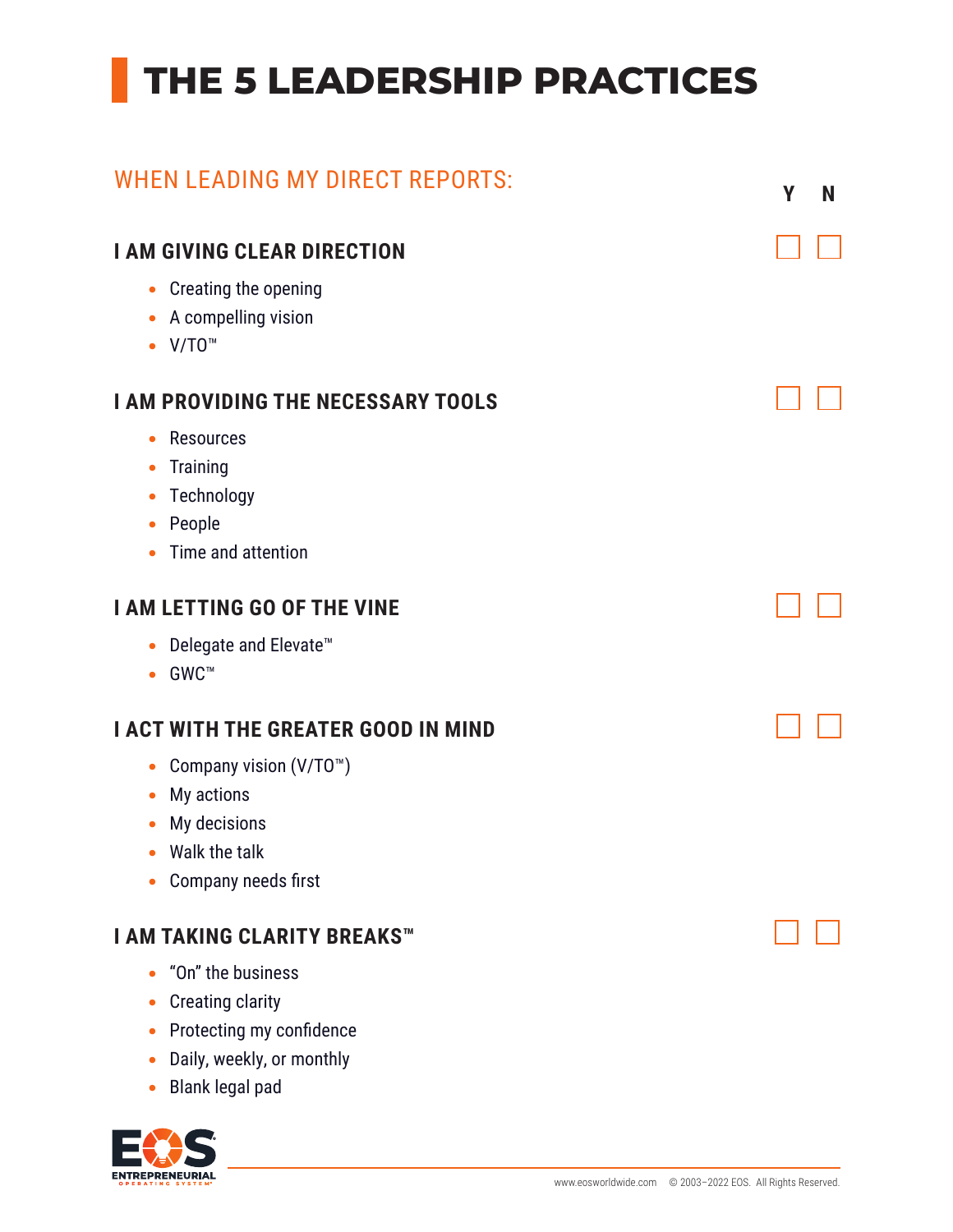# THE 5 LEADERSHIP PRACTICES

## WHEN LEADING MY DIRECT REPORTS:

| | Y | N |
|---|---|---|
| **I AM GIVING CLEAR DIRECTION** | ☐ | ☐ |
| **I AM PROVIDING THE NECESSARY TOOLS** | ☐ | ☐ |
| **I AM LETTING GO OF THE VINE** | ☐ | ☐ |
| **I ACT WITH THE GREATER GOOD IN MIND** | ☐ | ☐ |
| **I AM TAKING CLARITY BREAKS™** | ☐ | ☐ |

### I AM GIVING CLEAR DIRECTION

- Creating the opening
- A compelling vision
- V/TO™

### I AM PROVIDING THE NECESSARY TOOLS

- Resources
- Training
- Technology
- People
- Time and attention

### I AM LETTING GO OF THE VINE

- Delegate and Elevate™
- GWC™

### I ACT WITH THE GREATER GOOD IN MIND

- Company vision (V/TO™)
- My actions
- My decisions
- Walk the talk
- Company needs first

### I AM TAKING CLARITY BREAKS™

- "On" the business
- Creating clarity
- Protecting my confidence
- Daily, weekly, or monthly
- Blank legal pad

www.eosworldwide.com © 2003–2022 EOS. All Rights Reserved.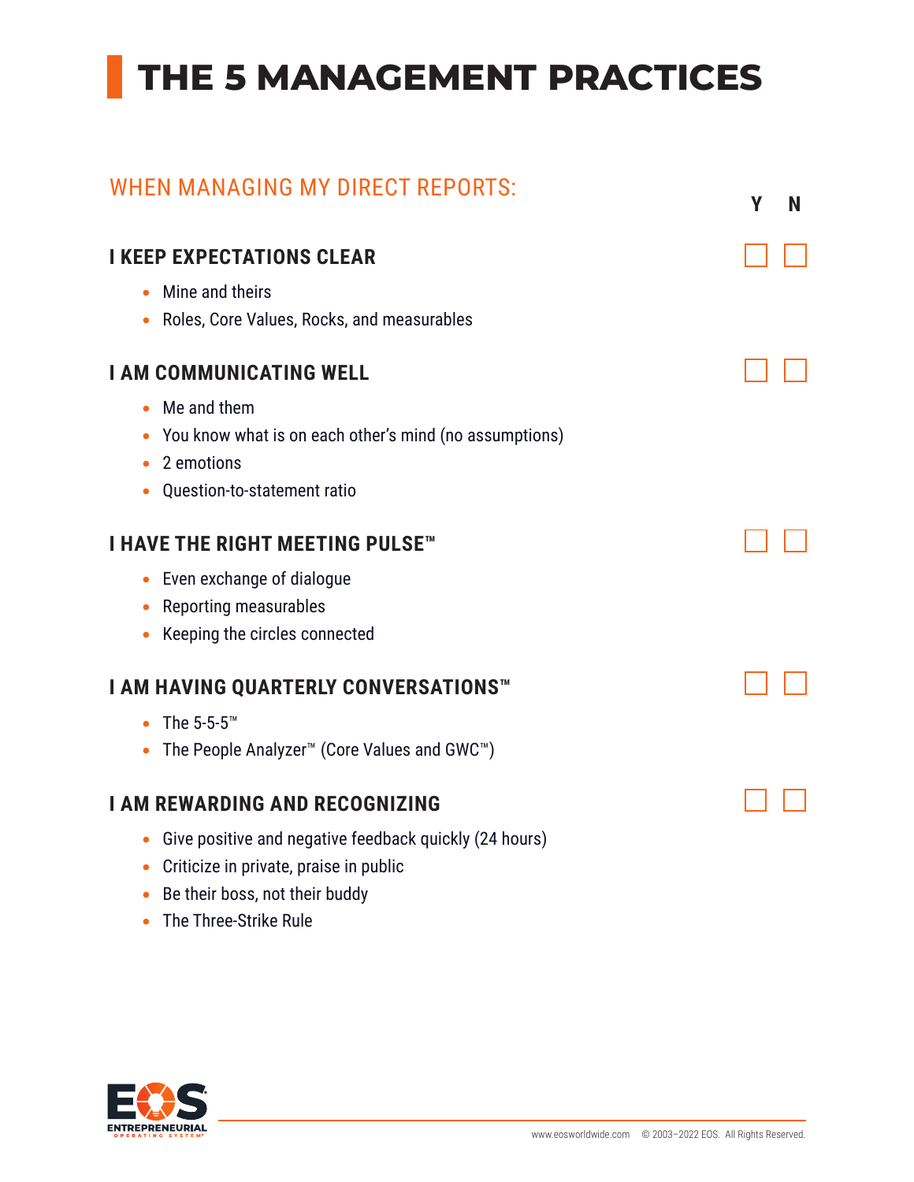# THE 5 MANAGEMENT PRACTICES

## WHEN MANAGING MY DIRECT REPORTS:

Y N

### I KEEP EXPECTATIONS CLEAR

☐ ☐

- Mine and theirs
- Roles, Core Values, Rocks, and measurables

### I AM COMMUNICATING WELL

☐ ☐

- Me and them
- You know what is on each other's mind (no assumptions)
- 2 emotions
- Question-to-statement ratio

### I HAVE THE RIGHT MEETING PULSE™

☐ ☐

- Even exchange of dialogue
- Reporting measurables
- Keeping the circles connected

### I AM HAVING QUARTERLY CONVERSATIONS™

☐ ☐

- The 5-5-5™
- The People Analyzer™ (Core Values and GWC™)

### I AM REWARDING AND RECOGNIZING

☐ ☐

- Give positive and negative feedback quickly (24 hours)
- Criticize in private, praise in public
- Be their boss, not their buddy
- The Three-Strike Rule

www.eosworldwide.com © 2003–2022 EOS. All Rights Reserved.